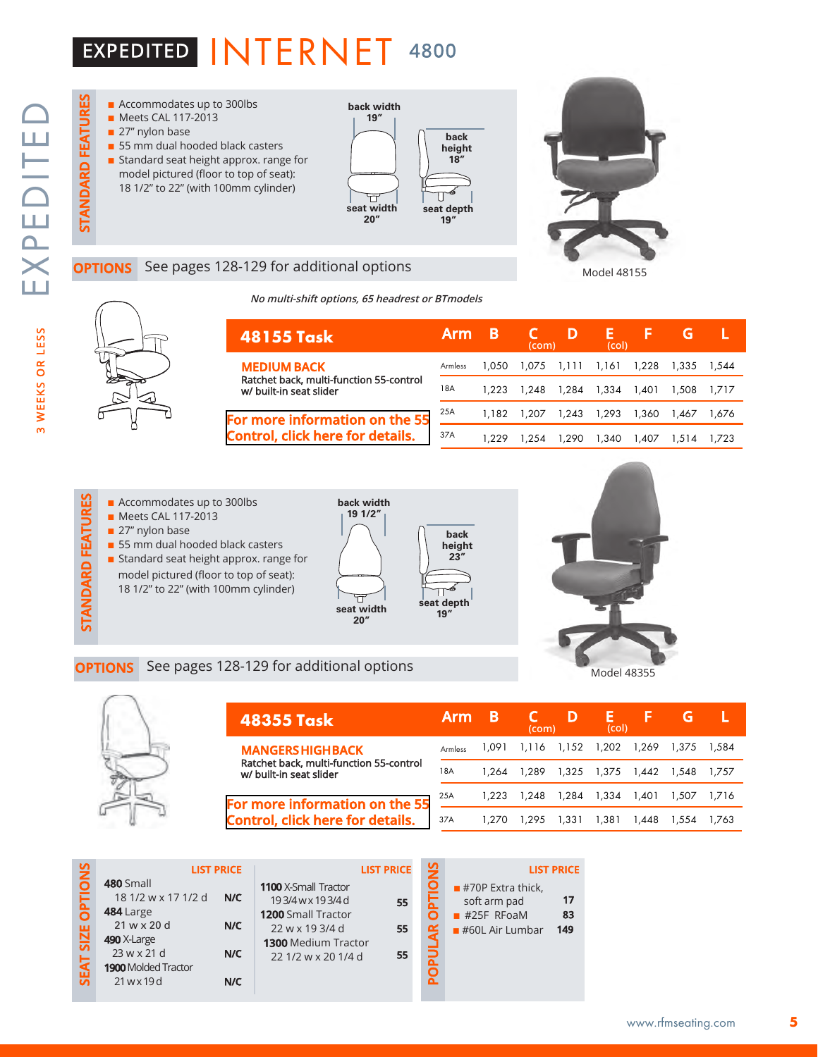# EXPEDITED INTERNET 4800

EXPEDITED

3 WEEKS OR LESS

## STANDARD FEATURES

- Accommodates up to 300lbs
- Meets CAL 117-2013
- 27" nylon base
- 55 mm dual hooded black casters
- Standard seat height approx. range for model pictured (floor to top of seat): 18 1/2" to 22" (with 100mm cylinder)

back width 19"
back height 18"
seat width 20"
seat depth 19"

**OPTIONS** See pages 128-129 for additional options

Model 48155

*No multi-shift options, 65 headrest or BTmodels*

| 48155 Task | Arm | B | C (com) | D | E (col) | F | G | L |
|---|---|---|---|---|---|---|---|---|
| **MEDIUM BACK** Ratchet back, multi-function 55-control w/ built-in seat slider | Armless | 1,050 | 1,075 | 1,111 | 1,161 | 1,228 | 1,335 | 1,544 |
| | 18A | 1,223 | 1,248 | 1,284 | 1,334 | 1,401 | 1,508 | 1,717 |
| For more information on the 55 Control, click here for details. | 25A | 1,182 | 1,207 | 1,243 | 1,293 | 1,360 | 1,467 | 1,676 |
| | 37A | 1,229 | 1,254 | 1,290 | 1,340 | 1,407 | 1,514 | 1,723 |

## STANDARD FEATURES

- Accommodates up to 300lbs
- Meets CAL 117-2013
- 27" nylon base
- 55 mm dual hooded black casters
- Standard seat height approx. range for model pictured (floor to top of seat): 18 1/2" to 22" (with 100mm cylinder)

back width 19 1/2"
back height 23"
seat width 20"
seat depth 19"

**OPTIONS** See pages 128-129 for additional options

Model 48355

| 48355 Task | Arm | B | C (com) | D | E (col) | F | G | L |
|---|---|---|---|---|---|---|---|---|
| **MANGERS HIGH BACK** Ratchet back, multi-function 55-control w/ built-in seat slider | Armless | 1,091 | 1,116 | 1,152 | 1,202 | 1,269 | 1,375 | 1,584 |
| | 18A | 1,264 | 1,289 | 1,325 | 1,375 | 1,442 | 1,548 | 1,757 |
| For more information on the 55 Control, click here for details. | 25A | 1,223 | 1,248 | 1,284 | 1,334 | 1,401 | 1,507 | 1,716 |
| | 37A | 1,270 | 1,295 | 1,331 | 1,381 | 1,448 | 1,554 | 1,763 |

## SEAT SIZE OPTIONS

| | LIST PRICE |
|---|---|
| **480** Small 18 1/2 w x 17 1/2 d | N/C |
| **484** Large 21 w x 20 d | N/C |
| **490** X-Large 23 w x 21 d | N/C |
| **1900** Molded Tractor 21 w x 19 d | N/C |

| | LIST PRICE |
|---|---|
| **1100** X-Small Tractor 19 3/4 w x 19 3/4 d | 55 |
| **1200** Small Tractor 22 w x 19 3/4 d | 55 |
| **1300** Medium Tractor 22 1/2 w x 20 1/4 d | 55 |

## POPULAR OPTIONS

| | LIST PRICE |
|---|---|
| #70P Extra thick, soft arm pad | 17 |
| #25F RFoaM | 83 |
| #60L Air Lumbar | 149 |

www.rfmseating.com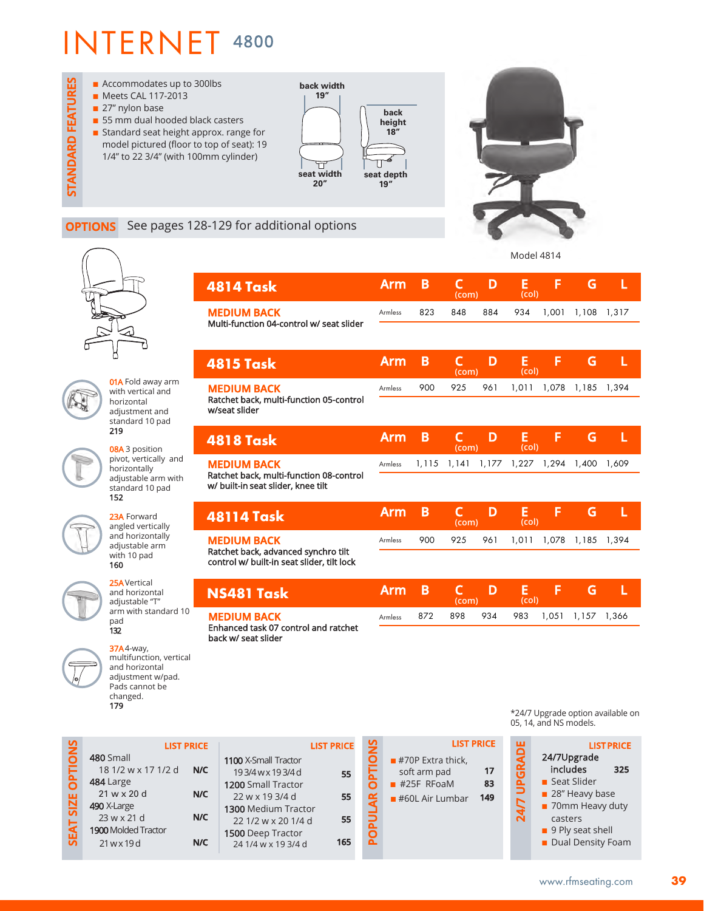# INTERNET 4800

## STANDARD FEATURES

- Accommodates up to 300lbs
- Meets CAL 117-2013
- 27" nylon base
- 55 mm dual hooded black casters
- Standard seat height approx. range for model pictured (floor to top of seat): 19 1/4" to 22 3/4" (with 100mm cylinder)

back width 19"
back height 18"
seat width 20"
seat depth 19"

Model 4814

**OPTIONS** See pages 128-129 for additional options

**01A** Fold away arm with vertical and horizontal adjustment and standard 10 pad
**219**

**08A** 3 position pivot, vertically and horizontally adjustable arm with standard 10 pad
**152**

**23A** Forward angled vertically and horizontally adjustable arm with 10 pad
**160**

**25A** Vertical and horizontal adjustable "T" arm with standard 10 pad
**132**

**37A** 4-way, multifunction, vertical and horizontal adjustment w/pad. Pads cannot be changed.
**179**

| 4814 Task | Arm | B | C (com) | D | E (col) | F | G | L |
|---|---|---|---|---|---|---|---|---|
| **MEDIUM BACK** Multi-function 04-control w/ seat slider | Armless | 823 | 848 | 884 | 934 | 1,001 | 1,108 | 1,317 |

| 4815 Task | Arm | B | C (com) | D | E (col) | F | G | L |
|---|---|---|---|---|---|---|---|---|
| **MEDIUM BACK** Ratchet back, multi-function 05-control w/seat slider | Armless | 900 | 925 | 961 | 1,011 | 1,078 | 1,185 | 1,394 |

| 4818 Task | Arm | B | C (com) | D | E (col) | F | G | L |
|---|---|---|---|---|---|---|---|---|
| **MEDIUM BACK** Ratchet back, multi-function 08-control w/ built-in seat slider, knee tilt | Armless | 1,115 | 1,141 | 1,177 | 1,227 | 1,294 | 1,400 | 1,609 |

| 48114 Task | Arm | B | C (com) | D | E (col) | F | G | L |
|---|---|---|---|---|---|---|---|---|
| **MEDIUM BACK** Ratchet back, advanced synchro tilt control w/ built-in seat slider, tilt lock | Armless | 900 | 925 | 961 | 1,011 | 1,078 | 1,185 | 1,394 |

| NS481 Task | Arm | B | C (com) | D | E (col) | F | G | L |
|---|---|---|---|---|---|---|---|---|
| **MEDIUM BACK** Enhanced task 07 control and ratchet back w/ seat slider | Armless | 872 | 898 | 934 | 983 | 1,051 | 1,157 | 1,366 |

*24/7 Upgrade option available on 05, 14, and NS models.

## SEAT SIZE OPTIONS

| | LIST PRICE |
|---|---|
| **480** Small 18 1/2 w x 17 1/2 d | N/C |
| **484** Large 21 w x 20 d | N/C |
| **490** X-Large 23 w x 21 d | N/C |
| **1900** Molded Tractor 21 w x 19 d | N/C |
| **1100** X-Small Tractor 19 3/4 w x 19 3/4 d | 55 |
| **1200** Small Tractor 22 w x 19 3/4 d | 55 |
| **1300** Medium Tractor 22 1/2 w x 20 1/4 d | 55 |
| **1500** Deep Tractor 24 1/4 w x 19 3/4 d | 165 |

## POPULAR OPTIONS

| | LIST PRICE |
|---|---|
| #70P Extra thick, soft arm pad | 17 |
| #25F RFoaM | 83 |
| #60L Air Lumbar | 149 |

## 24/7 UPGRADE

| | LIST PRICE |
|---|---|
| **24/7Upgrade includes** | **325** |

- Seat Slider
- 28" Heavy base
- 70mm Heavy duty casters
- 9 Ply seat shell
- Dual Density Foam

www.rfmseating.com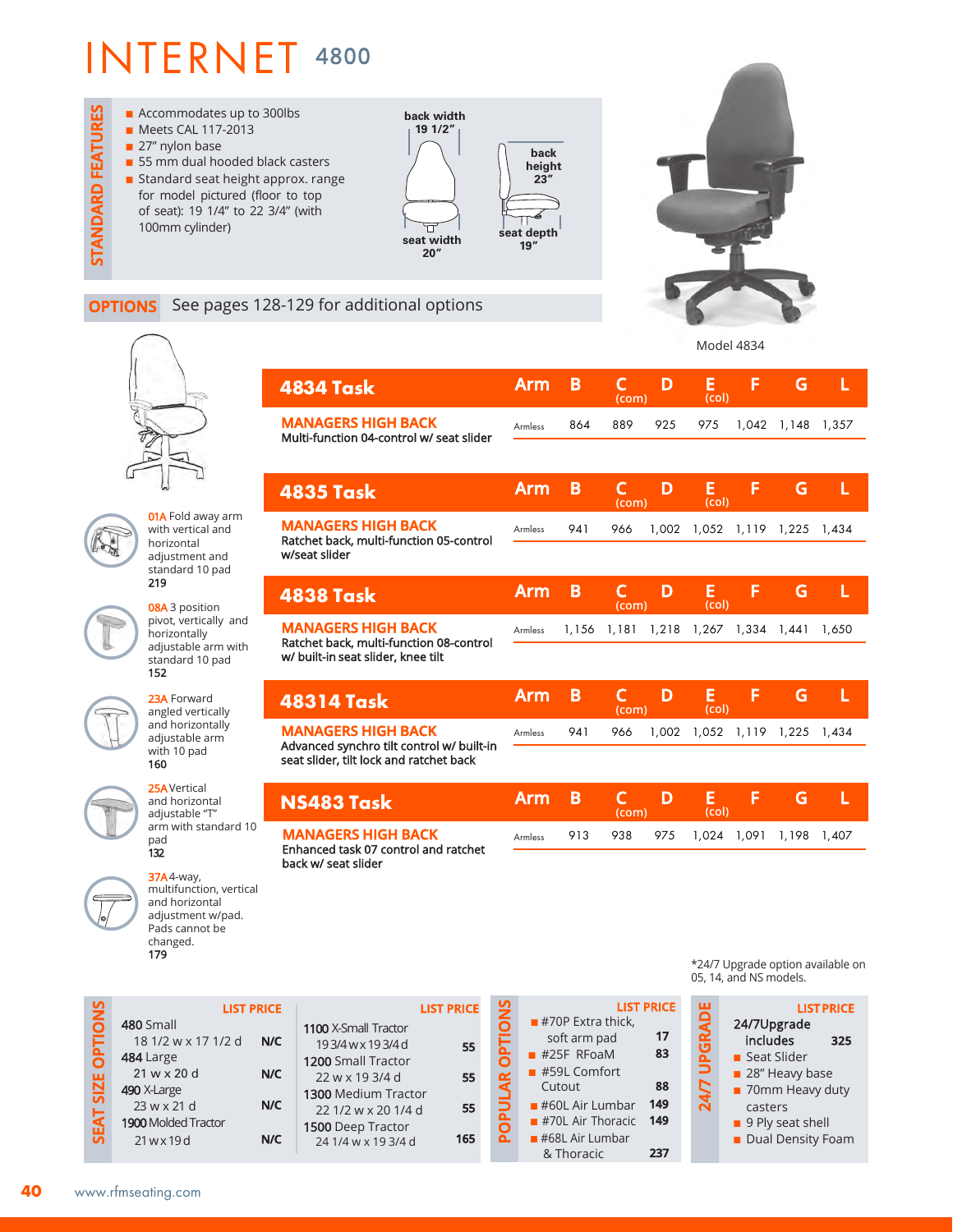# INTERNET 4800

## STANDARD FEATURES

- Accommodates up to 300lbs
- Meets CAL 117-2013
- 27" nylon base
- 55 mm dual hooded black casters
- Standard seat height approx. range for model pictured (floor to top of seat): 19 1/4" to 22 3/4" (with 100mm cylinder)

back width 19 1/2"
seat width 20"
back height 23"
seat depth 19"

Model 4834

## OPTIONS

See pages 128-129 for additional options

**01A** Fold away arm with vertical and horizontal adjustment and standard 10 pad
**219**

**08A** 3 position pivot, vertically and horizontally adjustable arm with standard 10 pad
**152**

**23A** Forward angled vertically and horizontally adjustable arm with 10 pad
**160**

**25A** Vertical and horizontal adjustable "T" arm with standard 10 pad
**132**

**37A** 4-way, multifunction, vertical and horizontal adjustment w/pad. Pads cannot be changed.
**179**

| 4834 Task | Arm | B | C (com) | D | E (col) | F | G | L |
|---|---|---|---|---|---|---|---|---|
| **MANAGERS HIGH BACK** Multi-function 04-control w/ seat slider | Armless | 864 | 889 | 925 | 975 | 1,042 | 1,148 | 1,357 |

| 4835 Task | Arm | B | C (com) | D | E (col) | F | G | L |
|---|---|---|---|---|---|---|---|---|
| **MANAGERS HIGH BACK** Ratchet back, multi-function 05-control w/seat slider | Armless | 941 | 966 | 1,002 | 1,052 | 1,119 | 1,225 | 1,434 |

| 4838 Task | Arm | B | C (com) | D | E (col) | F | G | L |
|---|---|---|---|---|---|---|---|---|
| **MANAGERS HIGH BACK** Ratchet back, multi-function 08-control w/ built-in seat slider, knee tilt | Armless | 1,156 | 1,181 | 1,218 | 1,267 | 1,334 | 1,441 | 1,650 |

| 48314 Task | Arm | B | C (com) | D | E (col) | F | G | L |
|---|---|---|---|---|---|---|---|---|
| **MANAGERS HIGH BACK** Advanced synchro tilt control w/ built-in seat slider, tilt lock and ratchet back | Armless | 941 | 966 | 1,002 | 1,052 | 1,119 | 1,225 | 1,434 |

| NS483 Task | Arm | B | C (com) | D | E (col) | F | G | L |
|---|---|---|---|---|---|---|---|---|
| **MANAGERS HIGH BACK** Enhanced task 07 control and ratchet back w/ seat slider | Armless | 913 | 938 | 975 | 1,024 | 1,091 | 1,198 | 1,407 |

*24/7 Upgrade option available on 05, 14, and NS models.

## SEAT SIZE OPTIONS

| | LIST PRICE |
|---|---|
| 480 Small 18 1/2 w x 17 1/2 d | N/C |
| 484 Large 21 w x 20 d | N/C |
| 490 X-Large 23 w x 21 d | N/C |
| 1900 Molded Tractor 21 w x 19 d | N/C |
| 1100 X-Small Tractor 19 3/4 w x 19 3/4 d | 55 |
| 1200 Small Tractor 22 w x 19 3/4 d | 55 |
| 1300 Medium Tractor 22 1/2 w x 20 1/4 d | 55 |
| 1500 Deep Tractor 24 1/4 w x 19 3/4 d | 165 |

## POPULAR OPTIONS

| | LIST PRICE |
|---|---|
| #70P Extra thick, soft arm pad | 17 |
| #25F RFoaM | 83 |
| #59L Comfort Cutout | 88 |
| #60L Air Lumbar | 149 |
| #70L Air Thoracic | 149 |
| #68L Air Lumbar & Thoracic | 237 |

## 24/7 UPGRADE

| | LIST PRICE |
|---|---|
| 24/7Upgrade includes | 325 |

- Seat Slider
- 28" Heavy base
- 70mm Heavy duty casters
- 9 Ply seat shell
- Dual Density Foam

www.rfmseating.com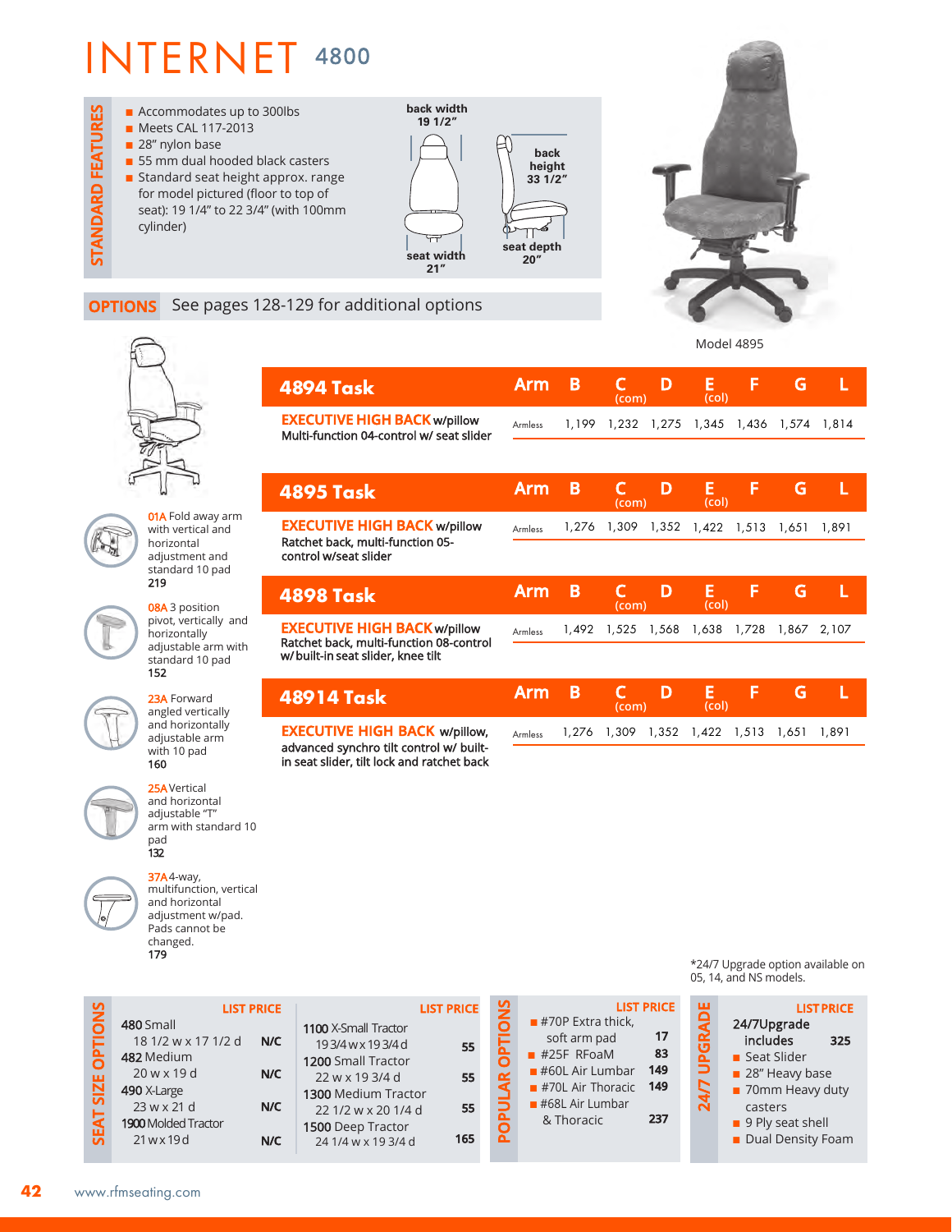# INTERNET 4800

**STANDARD FEATURES**

- Accommodates up to 300lbs
- Meets CAL 117-2013
- 28" nylon base
- 55 mm dual hooded black casters
- Standard seat height approx. range for model pictured (floor to top of seat): 19 1/4" to 22 3/4" (with 100mm cylinder)

back width 19 1/2"
back height 33 1/2"
seat width 21"
seat depth 20"

Model 4895

**OPTIONS** See pages 128-129 for additional options

**01A** Fold away arm with vertical and horizontal adjustment and standard 10 pad
**219**

**08A** 3 position pivot, vertically and horizontally adjustable arm with standard 10 pad
**152**

**23A** Forward angled vertically and horizontally adjustable arm with 10 pad
**160**

**25A** Vertical and horizontal adjustable "T" arm with standard 10 pad
**132**

**37A** 4-way, multifunction, vertical and horizontal adjustment w/pad. Pads cannot be changed.
**179**

| 4894 Task | Arm | B | C (com) | D | E (col) | F | G | L |
|---|---|---|---|---|---|---|---|---|
| **EXECUTIVE HIGH BACK** w/pillow<br>Multi-function 04-control w/ seat slider | Armless | 1,199 | 1,232 | 1,275 | 1,345 | 1,436 | 1,574 | 1,814 |

| 4895 Task | Arm | B | C (com) | D | E (col) | F | G | L |
|---|---|---|---|---|---|---|---|---|
| **EXECUTIVE HIGH BACK** w/pillow<br>Ratchet back, multi-function 05-control w/seat slider | Armless | 1,276 | 1,309 | 1,352 | 1,422 | 1,513 | 1,651 | 1,891 |

| 4898 Task | Arm | B | C (com) | D | E (col) | F | G | L |
|---|---|---|---|---|---|---|---|---|
| **EXECUTIVE HIGH BACK** w/pillow<br>Ratchet back, multi-function 08-control w/built-in seat slider, knee tilt | Armless | 1,492 | 1,525 | 1,568 | 1,638 | 1,728 | 1,867 | 2,107 |

| 48914 Task | Arm | B | C (com) | D | E (col) | F | G | L |
|---|---|---|---|---|---|---|---|---|
| **EXECUTIVE HIGH BACK** w/pillow, advanced synchro tilt control w/ built-in seat slider, tilt lock and ratchet back | Armless | 1,276 | 1,309 | 1,352 | 1,422 | 1,513 | 1,651 | 1,891 |

*24/7 Upgrade option available on 05, 14, and NS models.

**SEAT SIZE OPTIONS**

| | LIST PRICE |
|---|---|
| **480** Small 18 1/2 w x 17 1/2 d | N/C |
| **482** Medium 20 w x 19 d | N/C |
| **490** X-Large 23 w x 21 d | N/C |
| **1900** Molded Tractor 21 w x 19 d | N/C |

| | LIST PRICE |
|---|---|
| **1100** X-Small Tractor 19 3/4 w x 19 3/4 d | 55 |
| **1200** Small Tractor 22 w x 19 3/4 d | 55 |
| **1300** Medium Tractor 22 1/2 w x 20 1/4 d | 55 |
| **1500** Deep Tractor 24 1/4 w x 19 3/4 d | 165 |

**POPULAR OPTIONS**

| | LIST PRICE |
|---|---|
| #70P Extra thick, soft arm pad | 17 |
| #25F RFoaM | 83 |
| #60L Air Lumbar | 149 |
| #70L Air Thoracic | 149 |
| #68L Air Lumbar & Thoracic | 237 |

**24/7 UPGRADE**

| | LIST PRICE |
|---|---|
| **24/7Upgrade includes** | **325** |

- Seat Slider
- 28" Heavy base
- 70mm Heavy duty casters
- 9 Ply seat shell
- Dual Density Foam

www.rfmseating.com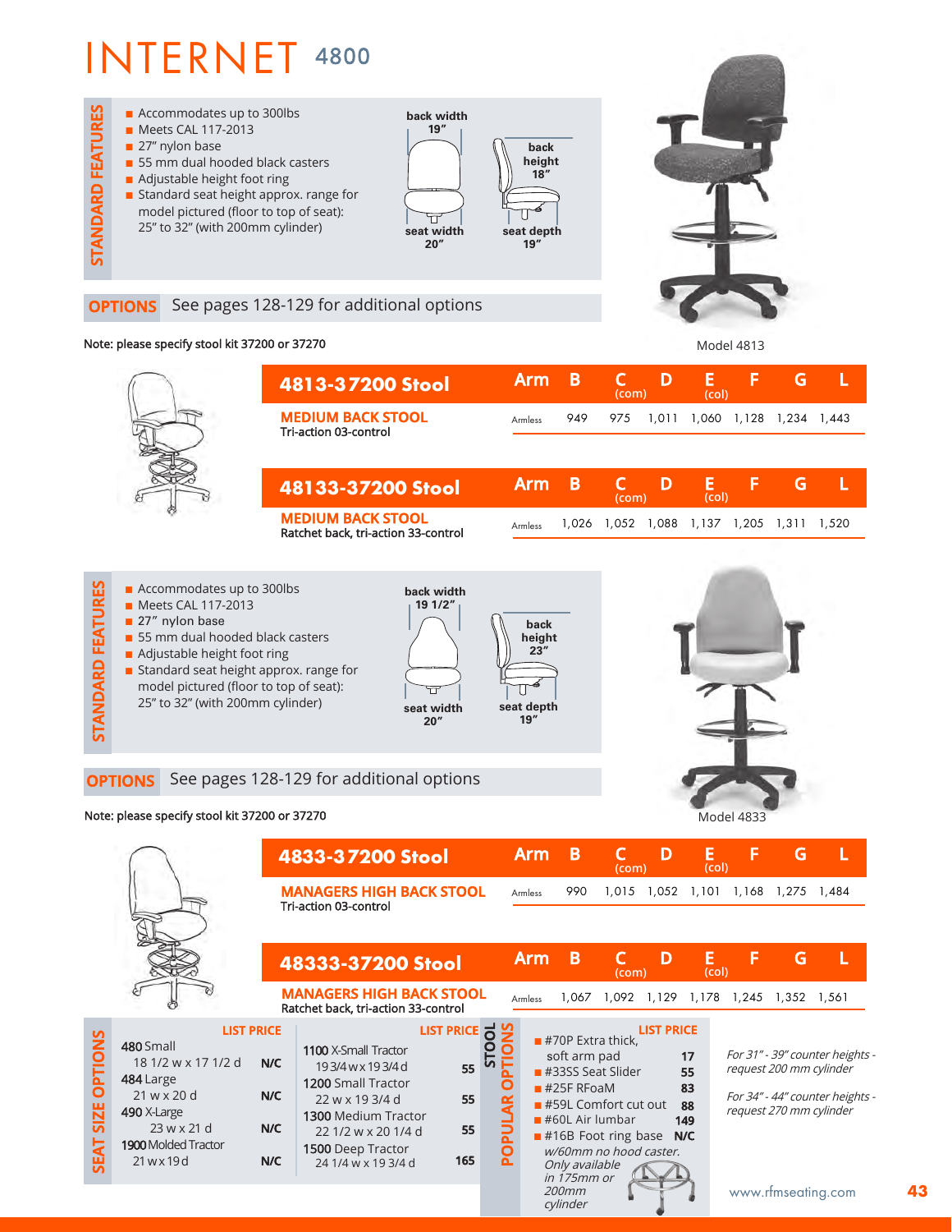# INTERNET 4800

## STANDARD FEATURES

- Accommodates up to 300lbs
- Meets CAL 117-2013
- 27" nylon base
- 55 mm dual hooded black casters
- Adjustable height foot ring
- Standard seat height approx. range for model pictured (floor to top of seat): 25" to 32" (with 200mm cylinder)

back width 19" | back height 18" | seat width 20" | seat depth 19"

**OPTIONS** See pages 128-129 for additional options

Note: please specify stool kit 37200 or 37270

Model 4813

| 4813-37200 Stool | Arm | B | C (com) | D | E (col) | F | G | L |
|---|---|---|---|---|---|---|---|---|
| **MEDIUM BACK STOOL** Tri-action 03-control | Armless | 949 | 975 | 1,011 | 1,060 | 1,128 | 1,234 | 1,443 |

| 48133-37200 Stool | Arm | B | C (com) | D | E (col) | F | G | L |
|---|---|---|---|---|---|---|---|---|
| **MEDIUM BACK STOOL** Ratchet back, tri-action 33-control | Armless | 1,026 | 1,052 | 1,088 | 1,137 | 1,205 | 1,311 | 1,520 |

## STANDARD FEATURES

- Accommodates up to 300lbs
- Meets CAL 117-2013
- 27" nylon base
- 55 mm dual hooded black casters
- Adjustable height foot ring
- Standard seat height approx. range for model pictured (floor to top of seat): 25" to 32" (with 200mm cylinder)

back width 19 1/2" | back height 23" | seat width 20" | seat depth 19"

**OPTIONS** See pages 128-129 for additional options

Note: please specify stool kit 37200 or 37270

Model 4833

| 4833-37200 Stool | Arm | B | C (com) | D | E (col) | F | G | L |
|---|---|---|---|---|---|---|---|---|
| **MANAGERS HIGH BACK STOOL** Tri-action 03-control | Armless | 990 | 1,015 | 1,052 | 1,101 | 1,168 | 1,275 | 1,484 |

| 48333-37200 Stool | Arm | B | C (com) | D | E (col) | F | G | L |
|---|---|---|---|---|---|---|---|---|
| **MANAGERS HIGH BACK STOOL** Ratchet back, tri-action 33-control | Armless | 1,067 | 1,092 | 1,129 | 1,178 | 1,245 | 1,352 | 1,561 |

## SEAT SIZE OPTIONS

| | LIST PRICE |
|---|---|
| 480 Small 18 1/2 w x 17 1/2 d | N/C |
| 484 Large 21 w x 20 d | N/C |
| 490 X-Large 23 w x 21 d | N/C |
| 1900 Molded Tractor 21 w x 19 d | N/C |

| | LIST PRICE |
|---|---|
| 1100 X-Small Tractor 19 3/4 w x 19 3/4 d | 55 |
| 1200 Small Tractor 22 w x 19 3/4 d | 55 |
| 1300 Medium Tractor 22 1/2 w x 20 1/4 d | 55 |
| 1500 Deep Tractor 24 1/4 w x 19 3/4 d | 165 |

## STOOL POPULAR OPTIONS

| | LIST PRICE |
|---|---|
| #70P Extra thick, soft arm pad | 17 |
| #33SS Seat Slider | 55 |
| #25F RFoaM | 83 |
| #59L Comfort cut out | 88 |
| #60L Air lumbar | 149 |
| #16B Foot ring base w/60mm no hood caster. Only available in 175mm or 200mm cylinder | N/C |

*For 31" - 39" counter heights - request 200 mm cylinder*

*For 34" - 44" counter heights - request 270 mm cylinder*

www.rfmseating.com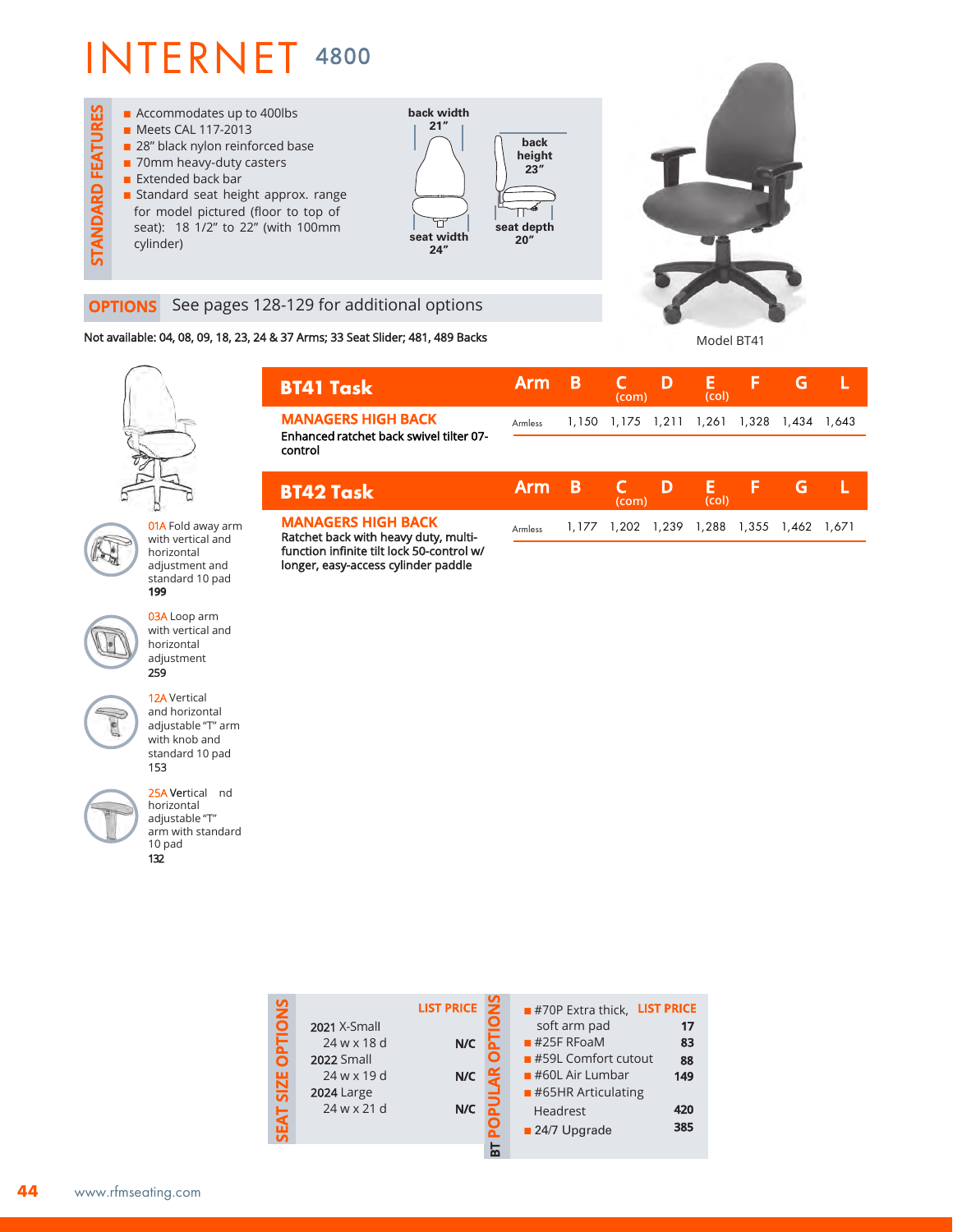# INTERNET 4800

## STANDARD FEATURES

- Accommodates up to 400lbs
- Meets CAL 117-2013
- 28" black nylon reinforced base
- 70mm heavy-duty casters
- Extended back bar
- Standard seat height approx. range for model pictured (floor to top of seat): 18 1/2" to 22" (with 100mm cylinder)

back width 21"
back height 23"
seat width 24"
seat depth 20"

**OPTIONS** See pages 128-129 for additional options

Not available: 04, 08, 09, 18, 23, 24 & 37 Arms; 33 Seat Slider; 481, 489 Backs

Model BT41

| BT41 Task | Arm | B | C (com) | D | E (col) | F | G | L |
|---|---|---|---|---|---|---|---|---|
| **MANAGERS HIGH BACK** Enhanced ratchet back swivel tilter 07-control | Armless | 1,150 | 1,175 | 1,211 | 1,261 | 1,328 | 1,434 | 1,643 |

| BT42 Task | Arm | B | C (com) | D | E (col) | F | G | L |
|---|---|---|---|---|---|---|---|---|
| **MANAGERS HIGH BACK** Ratchet back with heavy duty, multi-function infinite tilt lock 50-control w/ longer, easy-access cylinder paddle | Armless | 1,177 | 1,202 | 1,239 | 1,288 | 1,355 | 1,462 | 1,671 |

01A Fold away arm with vertical and horizontal adjustment and standard 10 pad
**199**

03A Loop arm with vertical and horizontal adjustment
**259**

12A Vertical and horizontal adjustable "T" arm with knob and standard 10 pad
153

25A Vertical nd horizontal adjustable "T" arm with standard 10 pad
**132**

## SEAT SIZE OPTIONS

| | LIST PRICE |
|---|---|
| 2021 X-Small 24 w x 18 d | N/C |
| 2022 Small 24 w x 19 d | N/C |
| 2024 Large 24 w x 21 d | N/C |

## BT POPULAR OPTIONS

| | LIST PRICE |
|---|---|
| #70P Extra thick, soft arm pad | 17 |
| #25F RFoaM | 83 |
| #59L Comfort cutout | 88 |
| #60L Air Lumbar | 149 |
| #65HR Articulating Headrest | 420 |
| 24/7 Upgrade | 385 |

www.rfmseating.com